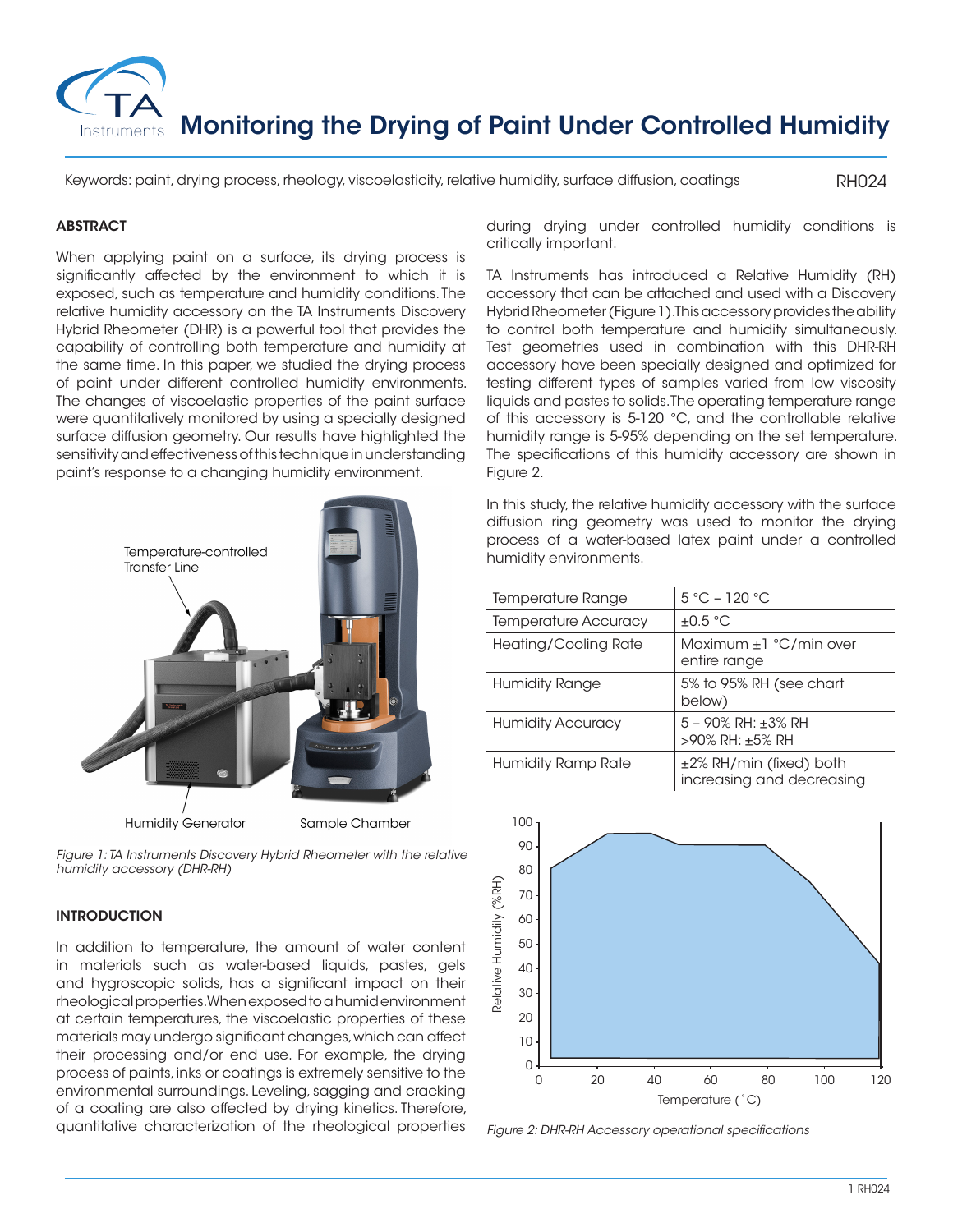# Monitoring the Drying of Paint Under Controlled Humidity

Keywords: paint, drying process, rheology, viscoelasticity, relative humidity, surface diffusion, coatings

RH024

## ABSTRACT

When applying paint on a surface, its drying process is significantly affected by the environment to which it is exposed, such as temperature and humidity conditions. The relative humidity accessory on the TA Instruments Discovery Hybrid Rheometer (DHR) is a powerful tool that provides the capability of controlling both temperature and humidity at the same time. In this paper, we studied the drying process of paint under different controlled humidity environments. The changes of viscoelastic properties of the paint surface were quantitatively monitored by using a specially designed surface diffusion geometry. Our results have highlighted the sensitivity and effectiveness of this technique in understanding paint's response to a changing humidity environment.

Temperature-controlled Transfer Line

Humidity Generator

Sample Chamber

*Figure 1: TA Instruments Discovery Hybrid Rheometer with the relative humidity accessory (DHR-RH)*

## INTRODUCTION

In addition to temperature, the amount of water content in materials such as water-based liquids, pastes, gels and hygroscopic solids, has a significant impact on their rheological properties. When exposed to a humid environment at certain temperatures, the viscoelastic properties of these materials may undergo significant changes, which can affect their processing and/or end use. For example, the drying process of paints, inks or coatings is extremely sensitive to the environmental surroundings. Leveling, sagging and cracking of a coating are also affected by drying kinetics. Therefore, quantitative characterization of the rheological properties during drying under controlled humidity conditions is critically important.

TA Instruments has introduced a Relative Humidity (RH) accessory that can be attached and used with a Discovery Hybrid Rheometer (Figure 1). This accessory provides the ability to control both temperature and humidity simultaneously. Test geometries used in combination with this DHR-RH accessory have been specially designed and optimized for testing different types of samples varied from low viscosity liquids and pastes to solids. The operating temperature range of this accessory is 5-120 °C, and the controllable relative humidity range is 5-95% depending on the set temperature. The specifications of this humidity accessory are shown in Figure 2.

In this study, the relative humidity accessory with the surface diffusion ring geometry was used to monitor the drying process of a water-based latex paint under a controlled humidity environments.

| Temperature Range | 5 °C – 120 °C |
|---|---|
| Temperature Accuracy | ±0.5 °C |
| Heating/Cooling Rate | Maximum ±1 °C/min over entire range |
| Humidity Range | 5% to 95% RH (see chart below) |
| Humidity Accuracy | 5 – 90% RH: ±3% RH<br>>90% RH: ±5% RH |
| Humidity Ramp Rate | ±2% RH/min (fixed) both increasing and decreasing |

*Figure 2: DHR-RH Accessory operational specifications*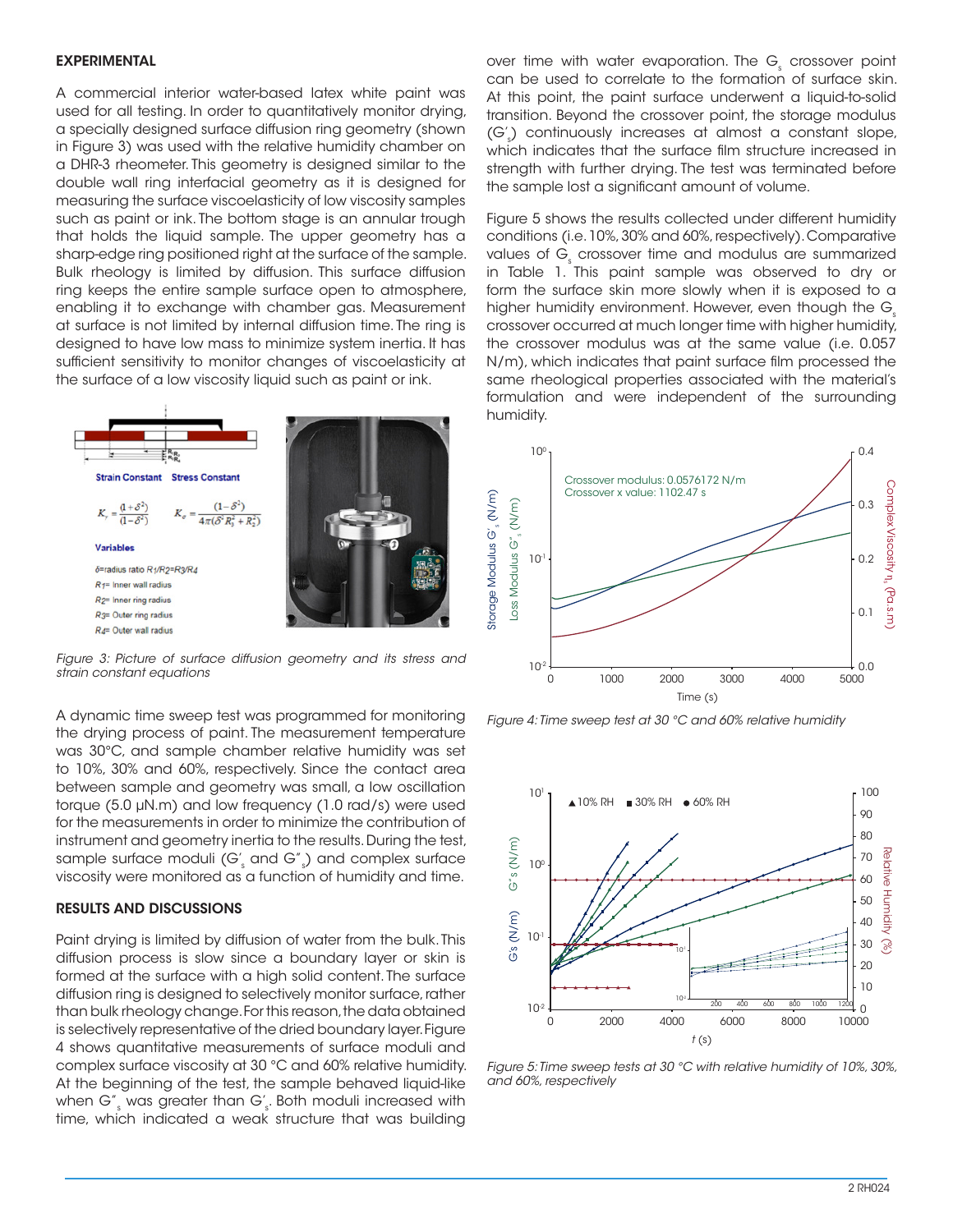## EXPERIMENTAL

A commercial interior water-based latex white paint was used for all testing. In order to quantitatively monitor drying, a specially designed surface diffusion ring geometry (shown in Figure 3) was used with the relative humidity chamber on a DHR-3 rheometer. This geometry is designed similar to the double wall ring interfacial geometry as it is designed for measuring the surface viscoelasticity of low viscosity samples such as paint or ink. The bottom stage is an annular trough that holds the liquid sample. The upper geometry has a sharp-edge ring positioned right at the surface of the sample. Bulk rheology is limited by diffusion. This surface diffusion ring keeps the entire sample surface open to atmosphere, enabling it to exchange with chamber gas. Measurement at surface is not limited by internal diffusion time. The ring is designed to have low mass to minimize system inertia. It has sufficient sensitivity to monitor changes of viscoelasticity at the surface of a low viscosity liquid such as paint or ink.

Strain Constant Stress Constant

$$K_\gamma = \frac{(1+\delta^2)}{(1-\delta^2)} \qquad K_\sigma = \frac{(1-\delta^2)}{4\pi(\delta^2 R_2^2 + R_3^2)}$$

Variables

$\delta$=radius ratio $R_1/R_2=R_3/R_4$

$R_1$= Inner wall radius

$R_2$= Inner ring radius

$R_3$= Outer ring radius

$R_4$= Outer wall radius

*Figure 3: Picture of surface diffusion geometry and its stress and strain constant equations*

A dynamic time sweep test was programmed for monitoring the drying process of paint. The measurement temperature was 30°C, and sample chamber relative humidity was set to 10%, 30% and 60%, respectively. Since the contact area between sample and geometry was small, a low oscillation torque (5.0 µN.m) and low frequency (1.0 rad/s) were used for the measurements in order to minimize the contribution of instrument and geometry inertia to the results. During the test, sample surface moduli ($G'_s$ and $G''_s$) and complex surface viscosity were monitored as a function of humidity and time.

## RESULTS AND DISCUSSIONS

Paint drying is limited by diffusion of water from the bulk. This diffusion process is slow since a boundary layer or skin is formed at the surface with a high solid content. The surface diffusion ring is designed to selectively monitor surface, rather than bulk rheology change. For this reason, the data obtained is selectively representative of the dried boundary layer. Figure 4 shows quantitative measurements of surface moduli and complex surface viscosity at 30 °C and 60% relative humidity. At the beginning of the test, the sample behaved liquid-like when $G''_s$ was greater than $G'_s$. Both moduli increased with time, which indicated a weak structure that was building over time with water evaporation. The $G_s$ crossover point can be used to correlate to the formation of surface skin. At this point, the paint surface underwent a liquid-to-solid transition. Beyond the crossover point, the storage modulus ($G'_s$) continuously increases at almost a constant slope, which indicates that the surface film structure increased in strength with further drying. The test was terminated before the sample lost a significant amount of volume.

Figure 5 shows the results collected under different humidity conditions (i.e. 10%, 30% and 60%, respectively). Comparative values of $G_s$ crossover time and modulus are summarized in Table 1. This paint sample was observed to dry or form the surface skin more slowly when it is exposed to a higher humidity environment. However, even though the $G_s$ crossover occurred at much longer time with higher humidity, the crossover modulus was at the same value (i.e. 0.057 N/m), which indicates that paint surface film processed the same rheological properties associated with the material's formulation and were independent of the surrounding humidity.

Crossover modulus: 0.0576172 N/m
Crossover x value: 1102.47 s

*Figure 4: Time sweep test at 30 °C and 60% relative humidity*

*Figure 5: Time sweep tests at 30 °C with relative humidity of 10%, 30%, and 60%, respectively*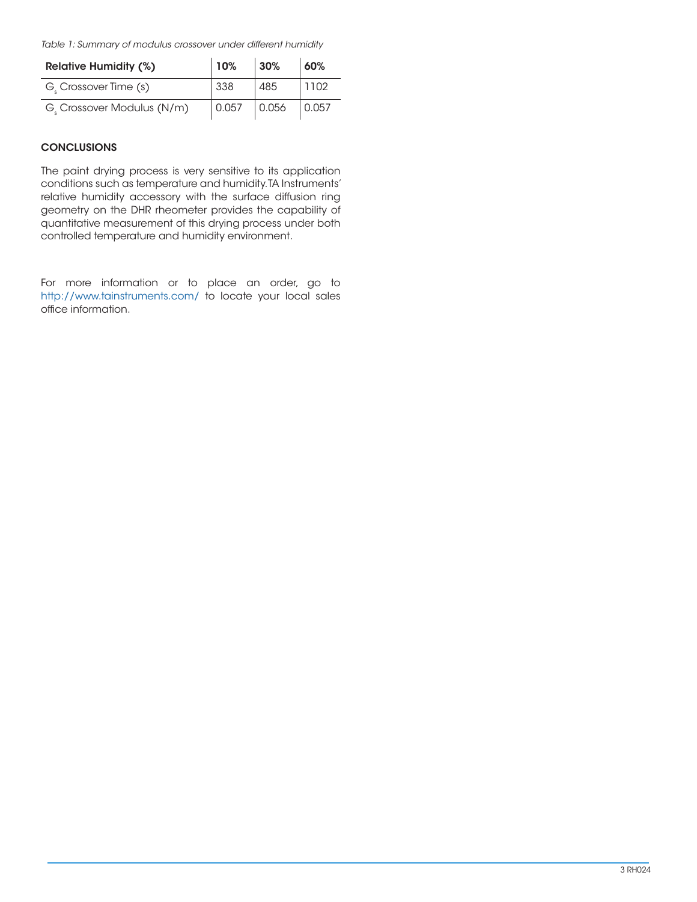*Table 1: Summary of modulus crossover under different humidity*

| Relative Humidity (%) | 10% | 30% | 60% |
|---|---|---|---|
| $G_s$ Crossover Time (s) | 338 | 485 | 1102 |
| $G_s$ Crossover Modulus (N/m) | 0.057 | 0.056 | 0.057 |

## CONCLUSIONS

The paint drying process is very sensitive to its application conditions such as temperature and humidity. TA Instruments' relative humidity accessory with the surface diffusion ring geometry on the DHR rheometer provides the capability of quantitative measurement of this drying process under both controlled temperature and humidity environment.

For more information or to place an order, go to http://www.tainstruments.com/ to locate your local sales office information.